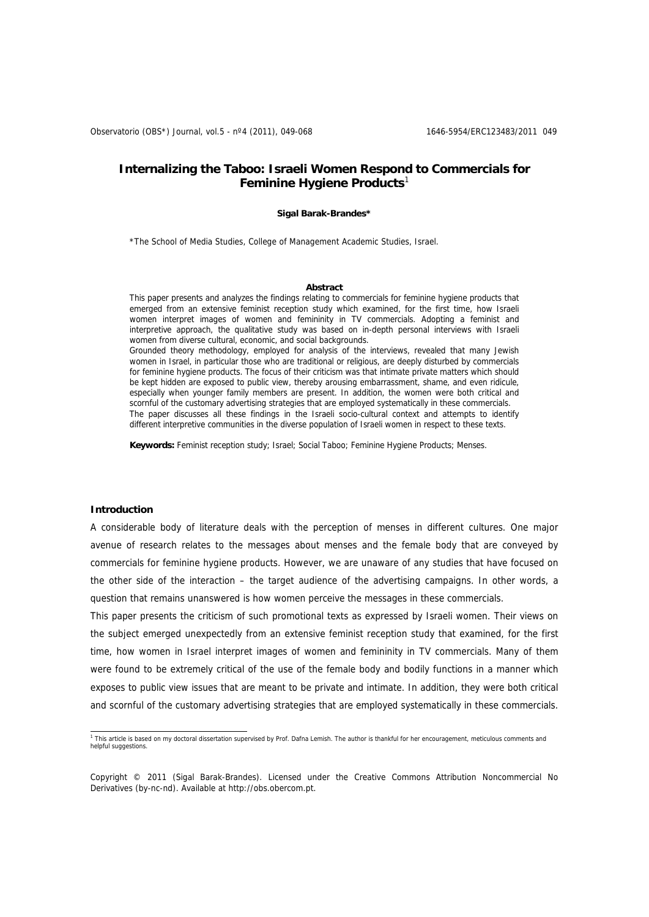# Internalizing the Taboo: Israeli Women Respond to Commercials for Feminine Hygiene Products[1]

**Sigal Barak-Brandes***

*The School of Media Studies, College of Management Academic Studies, Israel.

**Abstract**

This paper presents and analyzes the findings relating to commercials for feminine hygiene products that emerged from an extensive feminist reception study which examined, for the first time, how Israeli women interpret images of women and femininity in TV commercials. Adopting a feminist and interpretive approach, the qualitative study was based on in-depth personal interviews with Israeli women from diverse cultural, economic, and social backgrounds.

Grounded theory methodology, employed for analysis of the interviews, revealed that many Jewish women in Israel, in particular those who are traditional or religious, are deeply disturbed by commercials for feminine hygiene products. The focus of their criticism was that intimate private matters which should be kept hidden are exposed to public view, thereby arousing embarrassment, shame, and even ridicule, especially when younger family members are present. In addition, the women were both critical and scornful of the customary advertising strategies that are employed systematically in these commercials.

The paper discusses all these findings in the Israeli socio-cultural context and attempts to identify different interpretive communities in the diverse population of Israeli women in respect to these texts.

**Keywords:** Feminist reception study; Israel; Social Taboo; Feminine Hygiene Products; Menses.

## Introduction

A considerable body of literature deals with the perception of menses in different cultures. One major avenue of research relates to the messages about menses and the female body that are conveyed by commercials for feminine hygiene products. However, we are unaware of any studies that have focused on the other side of the interaction – the target audience of the advertising campaigns. In other words, a question that remains unanswered is how women perceive the messages in these commercials.

This paper presents the criticism of such promotional texts as expressed by Israeli women. Their views on the subject emerged unexpectedly from an extensive feminist reception study that examined, for the first time, how women in Israel interpret images of women and femininity in TV commercials. Many of them were found to be extremely critical of the use of the female body and bodily functions in a manner which exposes to public view issues that are meant to be private and intimate. In addition, they were both critical and scornful of the customary advertising strategies that are employed systematically in these commercials.

[1] This article is based on my doctoral dissertation supervised by Prof. Dafna Lemish. The author is thankful for her encouragement, meticulous comments and helpful suggestions.

Copyright © 2011 (Sigal Barak-Brandes). Licensed under the Creative Commons Attribution Noncommercial No Derivatives (by-nc-nd). Available at http://obs.obercom.pt.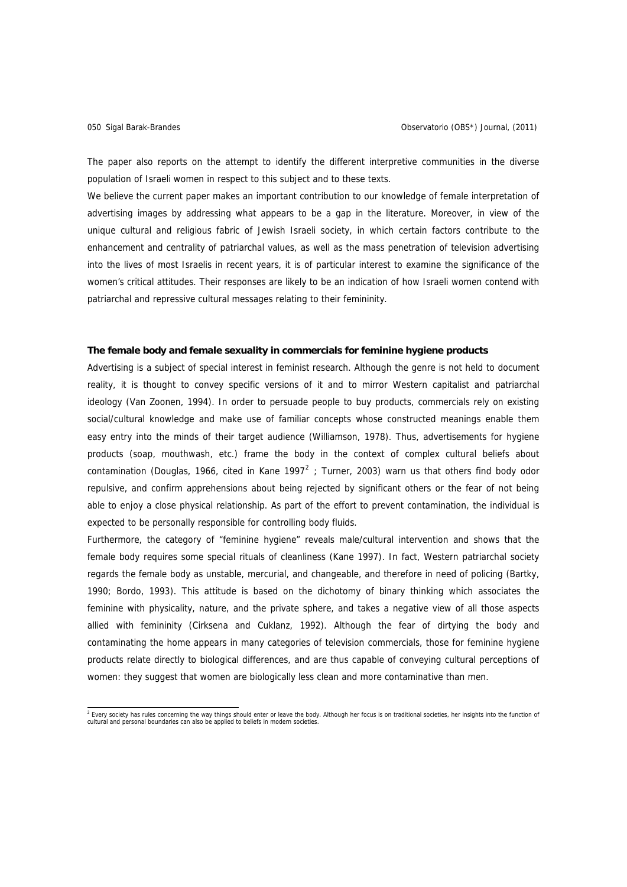The paper also reports on the attempt to identify the different interpretive communities in the diverse population of Israeli women in respect to this subject and to these texts.

We believe the current paper makes an important contribution to our knowledge of female interpretation of advertising images by addressing what appears to be a gap in the literature. Moreover, in view of the unique cultural and religious fabric of Jewish Israeli society, in which certain factors contribute to the enhancement and centrality of patriarchal values, as well as the mass penetration of television advertising into the lives of most Israelis in recent years, it is of particular interest to examine the significance of the women's critical attitudes. Their responses are likely to be an indication of how Israeli women contend with patriarchal and repressive cultural messages relating to their femininity.

**The female body and female sexuality in commercials for feminine hygiene products**

Advertising is a subject of special interest in feminist research. Although the genre is not held to document reality, it is thought to convey specific versions of it and to mirror Western capitalist and patriarchal ideology (Van Zoonen, 1994). In order to persuade people to buy products, commercials rely on existing social/cultural knowledge and make use of familiar concepts whose constructed meanings enable them easy entry into the minds of their target audience (Williamson, 1978). Thus, advertisements for hygiene products (soap, mouthwash, etc.) frame the body in the context of complex cultural beliefs about contamination (Douglas, 1966, cited in Kane 1997[2] ; Turner, 2003) warn us that others find body odor repulsive, and confirm apprehensions about being rejected by significant others or the fear of not being able to enjoy a close physical relationship. As part of the effort to prevent contamination, the individual is expected to be personally responsible for controlling body fluids.

Furthermore, the category of "feminine hygiene" reveals male/cultural intervention and shows that the female body requires some special rituals of cleanliness (Kane 1997). In fact, Western patriarchal society regards the female body as unstable, mercurial, and changeable, and therefore in need of policing (Bartky, 1990; Bordo, 1993). This attitude is based on the dichotomy of binary thinking which associates the feminine with physicality, nature, and the private sphere, and takes a negative view of all those aspects allied with femininity (Cirksena and Cuklanz, 1992). Although the fear of dirtying the body and contaminating the home appears in many categories of television commercials, those for feminine hygiene products relate directly to biological differences, and are thus capable of conveying cultural perceptions of women: they suggest that women are biologically less clean and more contaminative than men.

---

[2] Every society has rules concerning the way things should enter or leave the body. Although her focus is on traditional societies, her insights into the function of cultural and personal boundaries can also be applied to beliefs in modern societies.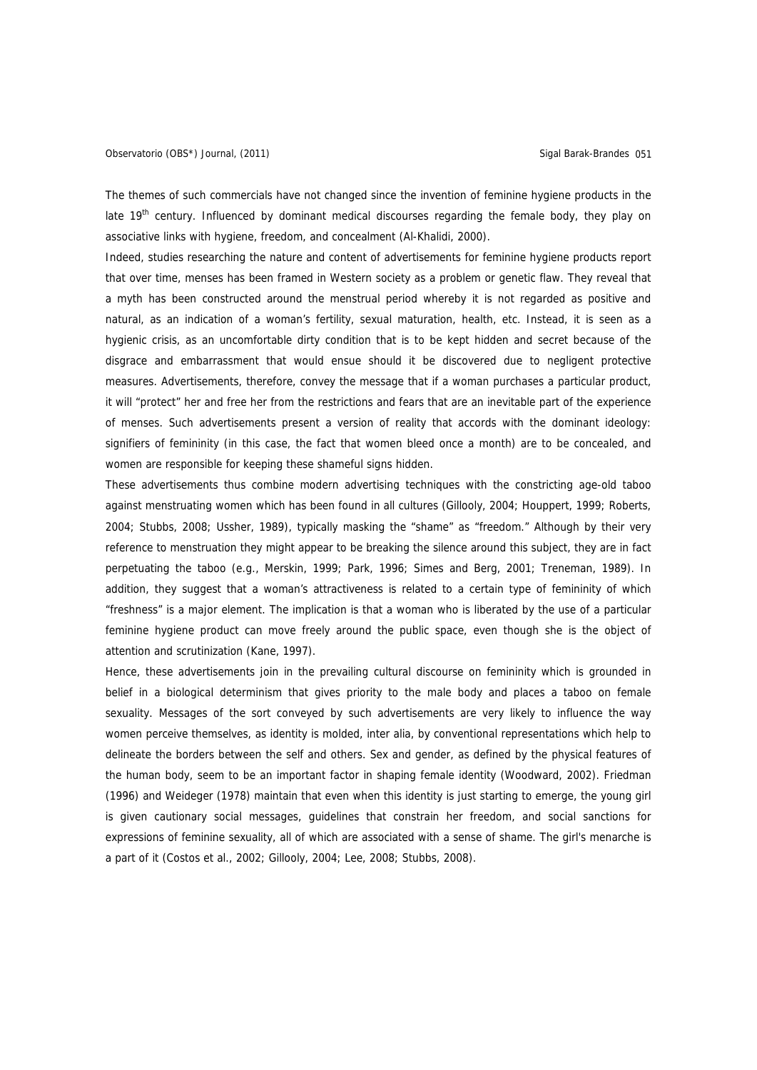The themes of such commercials have not changed since the invention of feminine hygiene products in the late 19th century. Influenced by dominant medical discourses regarding the female body, they play on associative links with hygiene, freedom, and concealment (Al-Khalidi, 2000).

Indeed, studies researching the nature and content of advertisements for feminine hygiene products report that over time, menses has been framed in Western society as a problem or genetic flaw. They reveal that a myth has been constructed around the menstrual period whereby it is not regarded as positive and natural, as an indication of a woman's fertility, sexual maturation, health, etc. Instead, it is seen as a hygienic crisis, as an uncomfortable dirty condition that is to be kept hidden and secret because of the disgrace and embarrassment that would ensue should it be discovered due to negligent protective measures. Advertisements, therefore, convey the message that if a woman purchases a particular product, it will "protect" her and free her from the restrictions and fears that are an inevitable part of the experience of menses. Such advertisements present a version of reality that accords with the dominant ideology: signifiers of femininity (in this case, the fact that women bleed once a month) are to be concealed, and women are responsible for keeping these shameful signs hidden.

These advertisements thus combine modern advertising techniques with the constricting age-old taboo against menstruating women which has been found in all cultures (Gillooly, 2004; Houppert, 1999; Roberts, 2004; Stubbs, 2008; Ussher, 1989), typically masking the "shame" as "freedom." Although by their very reference to menstruation they might appear to be breaking the silence around this subject, they are in fact perpetuating the taboo (e.g., Merskin, 1999; Park, 1996; Simes and Berg, 2001; Treneman, 1989). In addition, they suggest that a woman's attractiveness is related to a certain type of femininity of which "freshness" is a major element. The implication is that a woman who is liberated by the use of a particular feminine hygiene product can move freely around the public space, even though she is the object of attention and scrutinization (Kane, 1997).

Hence, these advertisements join in the prevailing cultural discourse on femininity which is grounded in belief in a biological determinism that gives priority to the male body and places a taboo on female sexuality. Messages of the sort conveyed by such advertisements are very likely to influence the way women perceive themselves, as identity is molded, inter alia, by conventional representations which help to delineate the borders between the self and others. Sex and gender, as defined by the physical features of the human body, seem to be an important factor in shaping female identity (Woodward, 2002). Friedman (1996) and Weideger (1978) maintain that even when this identity is just starting to emerge, the young girl is given cautionary social messages, guidelines that constrain her freedom, and social sanctions for expressions of feminine sexuality, all of which are associated with a sense of shame. The girl's menarche is a part of it (Costos et al., 2002; Gillooly, 2004; Lee, 2008; Stubbs, 2008).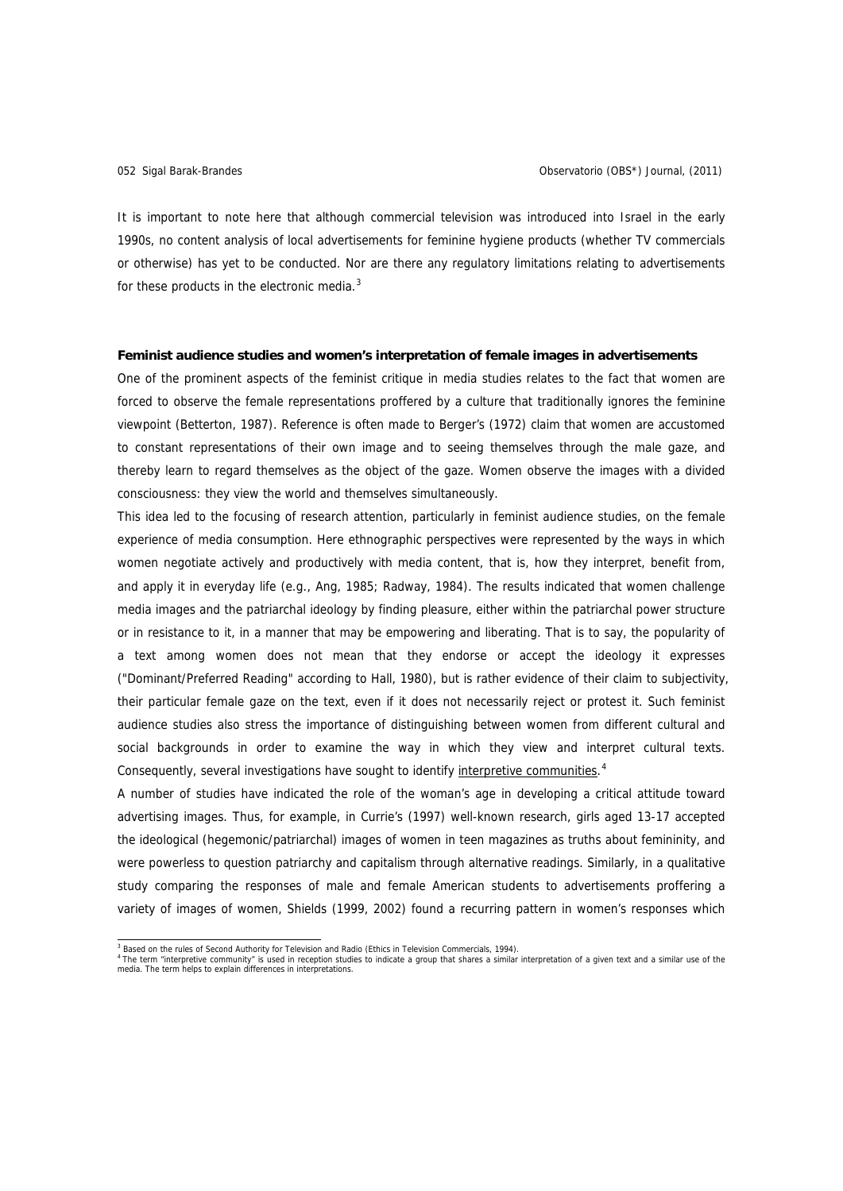It is important to note here that although commercial television was introduced into Israel in the early 1990s, no content analysis of local advertisements for feminine hygiene products (whether TV commercials or otherwise) has yet to be conducted. Nor are there any regulatory limitations relating to advertisements for these products in the electronic media.[3]

**Feminist audience studies and women's interpretation of female images in advertisements**

One of the prominent aspects of the feminist critique in media studies relates to the fact that women are forced to observe the female representations proffered by a culture that traditionally ignores the feminine viewpoint (Betterton, 1987). Reference is often made to Berger's (1972) claim that women are accustomed to constant representations of their own image and to seeing themselves through the male gaze, and thereby learn to regard themselves as the object of the gaze. Women observe the images with a divided consciousness: they view the world and themselves simultaneously.

This idea led to the focusing of research attention, particularly in feminist audience studies, on the female experience of media consumption. Here ethnographic perspectives were represented by the ways in which women negotiate actively and productively with media content, that is, how they interpret, benefit from, and apply it in everyday life (e.g., Ang, 1985; Radway, 1984). The results indicated that women challenge media images and the patriarchal ideology by finding pleasure, either within the patriarchal power structure or in resistance to it, in a manner that may be empowering and liberating. That is to say, the popularity of a text among women does not mean that they endorse or accept the ideology it expresses ("Dominant/Preferred Reading" according to Hall, 1980), but is rather evidence of their claim to subjectivity, their particular female gaze on the text, even if it does not necessarily reject or protest it. Such feminist audience studies also stress the importance of distinguishing between women from different cultural and social backgrounds in order to examine the way in which they view and interpret cultural texts. Consequently, several investigations have sought to identify interpretive communities.[4]

A number of studies have indicated the role of the woman's age in developing a critical attitude toward advertising images. Thus, for example, in Currie's (1997) well-known research, girls aged 13-17 accepted the ideological (hegemonic/patriarchal) images of women in teen magazines as truths about femininity, and were powerless to question patriarchy and capitalism through alternative readings. Similarly, in a qualitative study comparing the responses of male and female American students to advertisements proffering a variety of images of women, Shields (1999, 2002) found a recurring pattern in women's responses which

[3] Based on the rules of Second Authority for Television and Radio (Ethics in Television Commercials, 1994).

[4] The term "interpretive community" is used in reception studies to indicate a group that shares a similar interpretation of a given text and a similar use of the media. The term helps to explain differences in interpretations.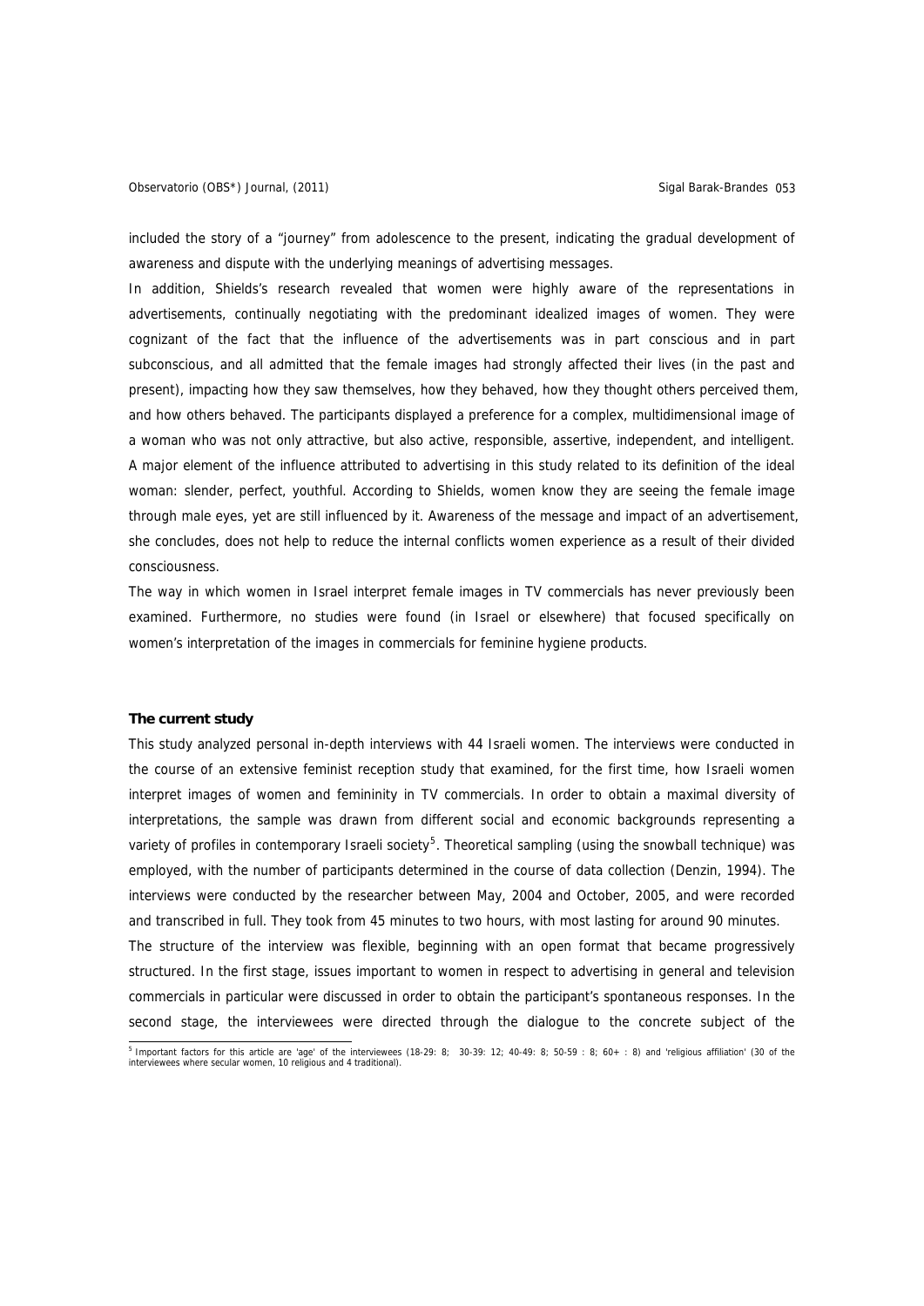included the story of a "journey" from adolescence to the present, indicating the gradual development of awareness and dispute with the underlying meanings of advertising messages.

In addition, Shields's research revealed that women were highly aware of the representations in advertisements, continually negotiating with the predominant idealized images of women. They were cognizant of the fact that the influence of the advertisements was in part conscious and in part subconscious, and all admitted that the female images had strongly affected their lives (in the past and present), impacting how they saw themselves, how they behaved, how they thought others perceived them, and how others behaved. The participants displayed a preference for a complex, multidimensional image of a woman who was not only attractive, but also active, responsible, assertive, independent, and intelligent. A major element of the influence attributed to advertising in this study related to its definition of the ideal woman: slender, perfect, youthful. According to Shields, women know they are seeing the female image through male eyes, yet are still influenced by it. Awareness of the message and impact of an advertisement, she concludes, does not help to reduce the internal conflicts women experience as a result of their divided consciousness.

The way in which women in Israel interpret female images in TV commercials has never previously been examined. Furthermore, no studies were found (in Israel or elsewhere) that focused specifically on women's interpretation of the images in commercials for feminine hygiene products.

**The current study**

This study analyzed personal in-depth interviews with 44 Israeli women. The interviews were conducted in the course of an extensive feminist reception study that examined, for the first time, how Israeli women interpret images of women and femininity in TV commercials. In order to obtain a maximal diversity of interpretations, the sample was drawn from different social and economic backgrounds representing a variety of profiles in contemporary Israeli society[5]. Theoretical sampling (using the snowball technique) was employed, with the number of participants determined in the course of data collection (Denzin, 1994). The interviews were conducted by the researcher between May, 2004 and October, 2005, and were recorded and transcribed in full. They took from 45 minutes to two hours, with most lasting for around 90 minutes.

The structure of the interview was flexible, beginning with an open format that became progressively structured. In the first stage, issues important to women in respect to advertising in general and television commercials in particular were discussed in order to obtain the participant's spontaneous responses. In the second stage, the interviewees were directed through the dialogue to the concrete subject of the

[5] Important factors for this article are 'age' of the interviewees (18-29: 8; 30-39: 12; 40-49: 8; 50-59 : 8; 60+ : 8) and 'religious affiliation' (30 of the interviewees where secular women, 10 religious and 4 traditional).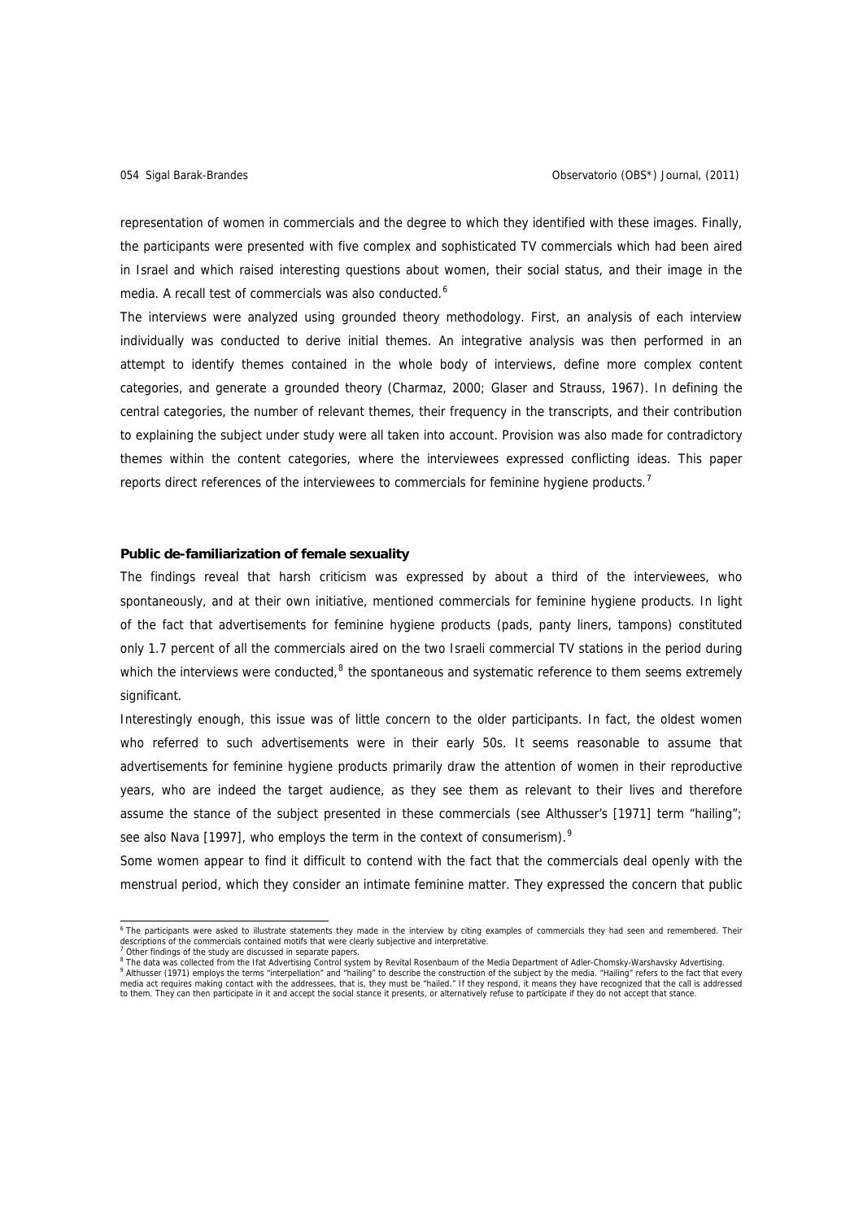representation of women in commercials and the degree to which they identified with these images. Finally, the participants were presented with five complex and sophisticated TV commercials which had been aired in Israel and which raised interesting questions about women, their social status, and their image in the media. A recall test of commercials was also conducted.[6]

The interviews were analyzed using grounded theory methodology. First, an analysis of each interview individually was conducted to derive initial themes. An integrative analysis was then performed in an attempt to identify themes contained in the whole body of interviews, define more complex content categories, and generate a grounded theory (Charmaz, 2000; Glaser and Strauss, 1967). In defining the central categories, the number of relevant themes, their frequency in the transcripts, and their contribution to explaining the subject under study were all taken into account. Provision was also made for contradictory themes within the content categories, where the interviewees expressed conflicting ideas. This paper reports direct references of the interviewees to commercials for feminine hygiene products.[7]

**Public de-familiarization of female sexuality**

The findings reveal that harsh criticism was expressed by about a third of the interviewees, who spontaneously, and at their own initiative, mentioned commercials for feminine hygiene products. In light of the fact that advertisements for feminine hygiene products (pads, panty liners, tampons) constituted only 1.7 percent of all the commercials aired on the two Israeli commercial TV stations in the period during which the interviews were conducted,[8] the spontaneous and systematic reference to them seems extremely significant.

Interestingly enough, this issue was of little concern to the older participants. In fact, the oldest women who referred to such advertisements were in their early 50s. It seems reasonable to assume that advertisements for feminine hygiene products primarily draw the attention of women in their reproductive years, who are indeed the target audience, as they see them as relevant to their lives and therefore assume the stance of the subject presented in these commercials (see Althusser's [1971] term "hailing"; see also Nava [1997], who employs the term in the context of consumerism).[9]

Some women appear to find it difficult to contend with the fact that the commercials deal openly with the menstrual period, which they consider an intimate feminine matter. They expressed the concern that public

---

[6] The participants were asked to illustrate statements they made in the interview by citing examples of commercials they had seen and remembered. Their descriptions of the commercials contained motifs that were clearly subjective and interpretative.

[7] Other findings of the study are discussed in separate papers.

[8] The data was collected from the Ifat Advertising Control system by Revital Rosenbaum of the Media Department of Adler-Chomsky-Warshavsky Advertising.

[9] Althusser (1971) employs the terms "interpellation" and "hailing" to describe the construction of the subject by the media. "Hailing" refers to the fact that every media act requires making contact with the addressees, that is, they must be "hailed." If they respond, it means they have recognized that the call is addressed to them. They can then participate in it and accept the social stance it presents, or alternatively refuse to participate if they do not accept that stance.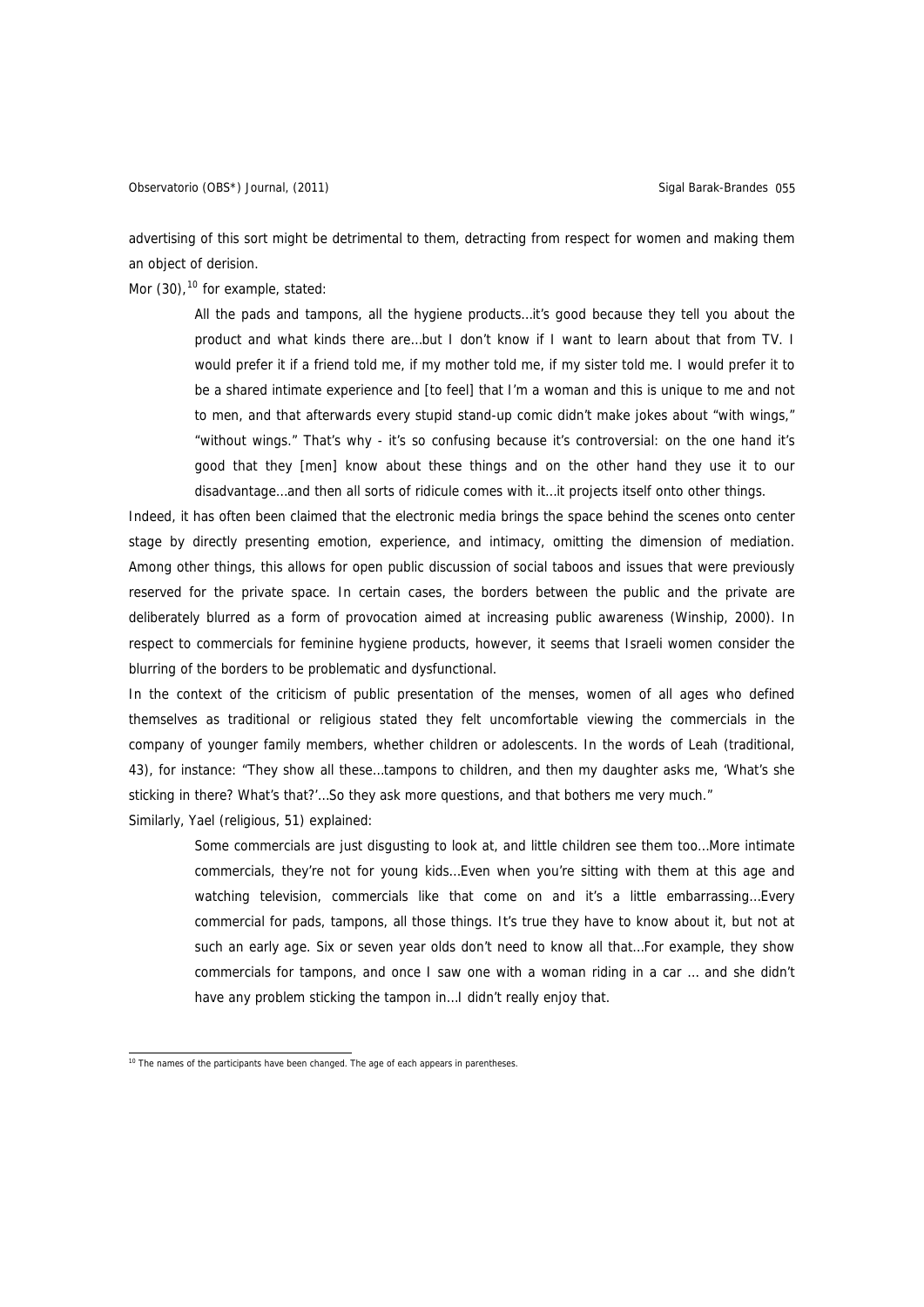advertising of this sort might be detrimental to them, detracting from respect for women and making them an object of derision.

Mor (30),[10] for example, stated:

> All the pads and tampons, all the hygiene products…it's good because they tell you about the product and what kinds there are…but I don't know if I want to learn about that from TV. I would prefer it if a friend told me, if my mother told me, if my sister told me. I would prefer it to be a shared intimate experience and [to feel] that I'm a woman and this is unique to me and not to men, and that afterwards every stupid stand-up comic didn't make jokes about "with wings," "without wings." That's why - it's so confusing because it's controversial: on the one hand it's good that they [men] know about these things and on the other hand they use it to our disadvantage…and then all sorts of ridicule comes with it…it projects itself onto other things.

Indeed, it has often been claimed that the electronic media brings the space behind the scenes onto center stage by directly presenting emotion, experience, and intimacy, omitting the dimension of mediation. Among other things, this allows for open public discussion of social taboos and issues that were previously reserved for the private space. In certain cases, the borders between the public and the private are deliberately blurred as a form of provocation aimed at increasing public awareness (Winship, 2000). In respect to commercials for feminine hygiene products, however, it seems that Israeli women consider the blurring of the borders to be problematic and dysfunctional.

In the context of the criticism of public presentation of the menses, women of all ages who defined themselves as traditional or religious stated they felt uncomfortable viewing the commercials in the company of younger family members, whether children or adolescents. In the words of Leah (traditional, 43), for instance: "They show all these…tampons to children, and then my daughter asks me, 'What's she sticking in there? What's that?'…So they ask more questions, and that bothers me very much."

Similarly, Yael (religious, 51) explained:

> Some commercials are just disgusting to look at, and little children see them too…More intimate commercials, they're not for young kids…Even when you're sitting with them at this age and watching television, commercials like that come on and it's a little embarrassing…Every commercial for pads, tampons, all those things. It's true they have to know about it, but not at such an early age. Six or seven year olds don't need to know all that…For example, they show commercials for tampons, and once I saw one with a woman riding in a car … and she didn't have any problem sticking the tampon in…I didn't really enjoy that.

---

[10] The names of the participants have been changed. The age of each appears in parentheses.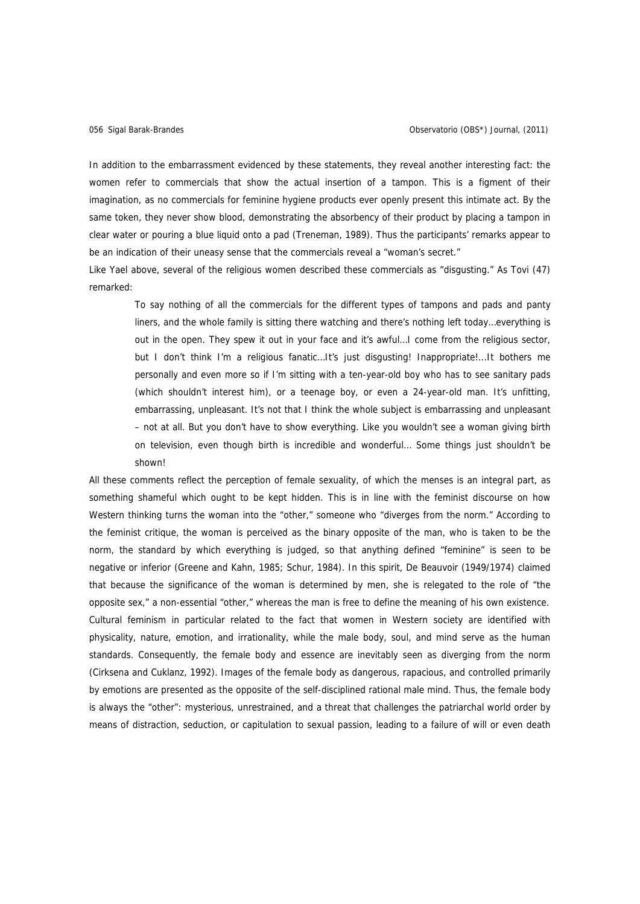In addition to the embarrassment evidenced by these statements, they reveal another interesting fact: the women refer to commercials that show the actual insertion of a tampon. This is a figment of their imagination, as no commercials for feminine hygiene products ever openly present this intimate act. By the same token, they never show blood, demonstrating the absorbency of their product by placing a tampon in clear water or pouring a blue liquid onto a pad (Treneman, 1989). Thus the participants' remarks appear to be an indication of their uneasy sense that the commercials reveal a "woman's secret."

Like Yael above, several of the religious women described these commercials as "disgusting." As Tovi (47) remarked:

> To say nothing of all the commercials for the different types of tampons and pads and panty liners, and the whole family is sitting there watching and there's nothing left today…everything is out in the open. They spew it out in your face and it's awful…I come from the religious sector, but I don't think I'm a religious fanatic…It's just disgusting! Inappropriate!…It bothers me personally and even more so if I'm sitting with a ten-year-old boy who has to see sanitary pads (which shouldn't interest him), or a teenage boy, or even a 24-year-old man. It's unfitting, embarrassing, unpleasant. It's not that I think the whole subject is embarrassing and unpleasant – not at all. But you don't have to show everything. Like you wouldn't see a woman giving birth on television, even though birth is incredible and wonderful… Some things just shouldn't be shown!

All these comments reflect the perception of female sexuality, of which the menses is an integral part, as something shameful which ought to be kept hidden. This is in line with the feminist discourse on how Western thinking turns the woman into the "other," someone who "diverges from the norm." According to the feminist critique, the woman is perceived as the binary opposite of the man, who is taken to be the norm, the standard by which everything is judged, so that anything defined "feminine" is seen to be negative or inferior (Greene and Kahn, 1985; Schur, 1984). In this spirit, De Beauvoir (1949/1974) claimed that because the significance of the woman is determined by men, she is relegated to the role of "the opposite sex," a non-essential "other," whereas the man is free to define the meaning of his own existence. Cultural feminism in particular related to the fact that women in Western society are identified with physicality, nature, emotion, and irrationality, while the male body, soul, and mind serve as the human standards. Consequently, the female body and essence are inevitably seen as diverging from the norm (Cirksena and Cuklanz, 1992). Images of the female body as dangerous, rapacious, and controlled primarily by emotions are presented as the opposite of the self-disciplined rational male mind. Thus, the female body is always the "other": mysterious, unrestrained, and a threat that challenges the patriarchal world order by means of distraction, seduction, or capitulation to sexual passion, leading to a failure of will or even death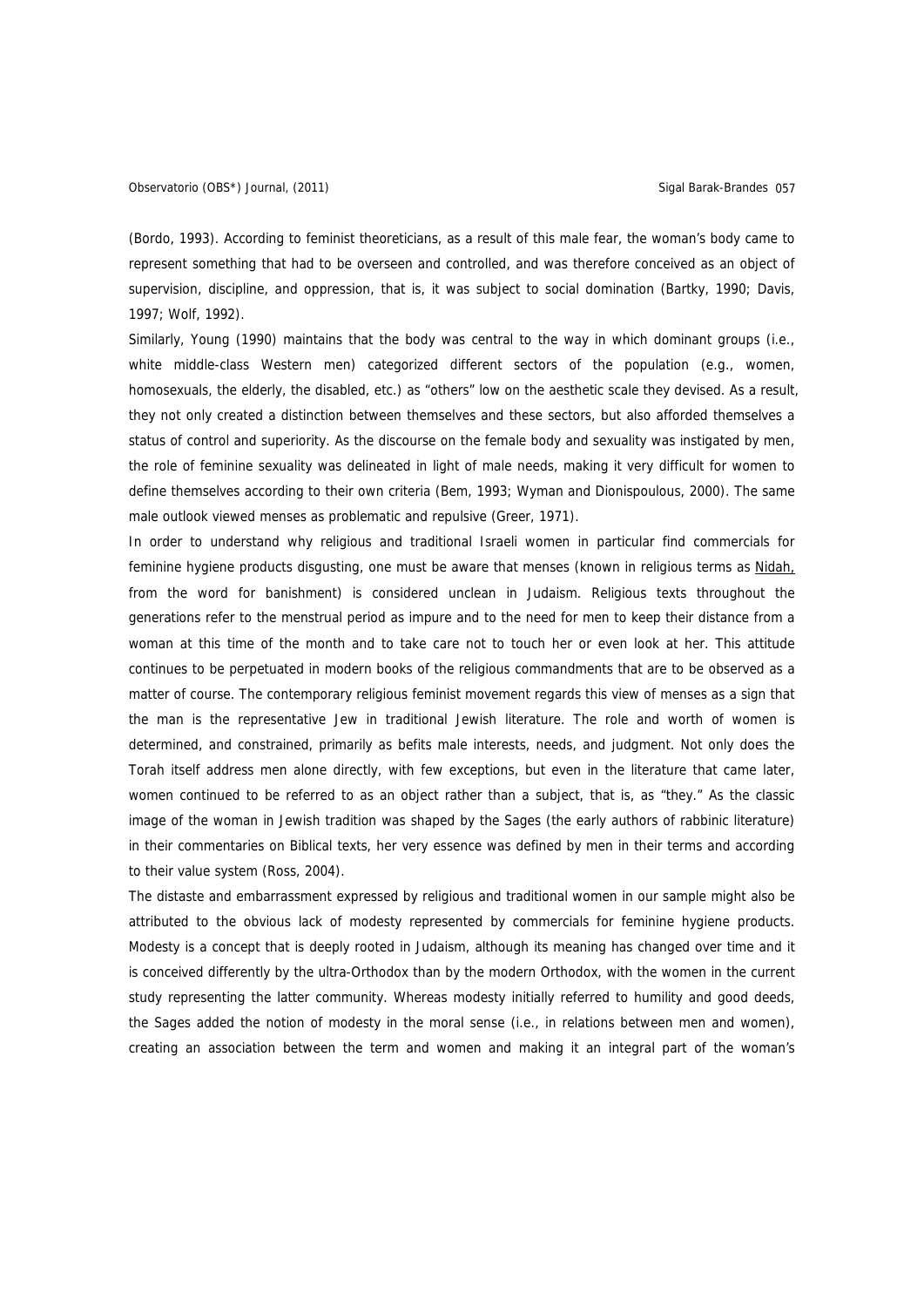(Bordo, 1993). According to feminist theoreticians, as a result of this male fear, the woman's body came to represent something that had to be overseen and controlled, and was therefore conceived as an object of supervision, discipline, and oppression, that is, it was subject to social domination (Bartky, 1990; Davis, 1997; Wolf, 1992).

Similarly, Young (1990) maintains that the body was central to the way in which dominant groups (i.e., white middle-class Western men) categorized different sectors of the population (e.g., women, homosexuals, the elderly, the disabled, etc.) as "others" low on the aesthetic scale they devised. As a result, they not only created a distinction between themselves and these sectors, but also afforded themselves a status of control and superiority. As the discourse on the female body and sexuality was instigated by men, the role of feminine sexuality was delineated in light of male needs, making it very difficult for women to define themselves according to their own criteria (Bem, 1993; Wyman and Dionispoulous, 2000). The same male outlook viewed menses as problematic and repulsive (Greer, 1971).

In order to understand why religious and traditional Israeli women in particular find commercials for feminine hygiene products disgusting, one must be aware that menses (known in religious terms as Nidah, from the word for banishment) is considered unclean in Judaism. Religious texts throughout the generations refer to the menstrual period as impure and to the need for men to keep their distance from a woman at this time of the month and to take care not to touch her or even look at her. This attitude continues to be perpetuated in modern books of the religious commandments that are to be observed as a matter of course. The contemporary religious feminist movement regards this view of menses as a sign that the man is the representative Jew in traditional Jewish literature. The role and worth of women is determined, and constrained, primarily as befits male interests, needs, and judgment. Not only does the Torah itself address men alone directly, with few exceptions, but even in the literature that came later, women continued to be referred to as an object rather than a subject, that is, as "they." As the classic image of the woman in Jewish tradition was shaped by the Sages (the early authors of rabbinic literature) in their commentaries on Biblical texts, her very essence was defined by men in their terms and according to their value system (Ross, 2004).

The distaste and embarrassment expressed by religious and traditional women in our sample might also be attributed to the obvious lack of modesty represented by commercials for feminine hygiene products. Modesty is a concept that is deeply rooted in Judaism, although its meaning has changed over time and it is conceived differently by the ultra-Orthodox than by the modern Orthodox, with the women in the current study representing the latter community. Whereas modesty initially referred to humility and good deeds, the Sages added the notion of modesty in the moral sense (i.e., in relations between men and women), creating an association between the term and women and making it an integral part of the woman's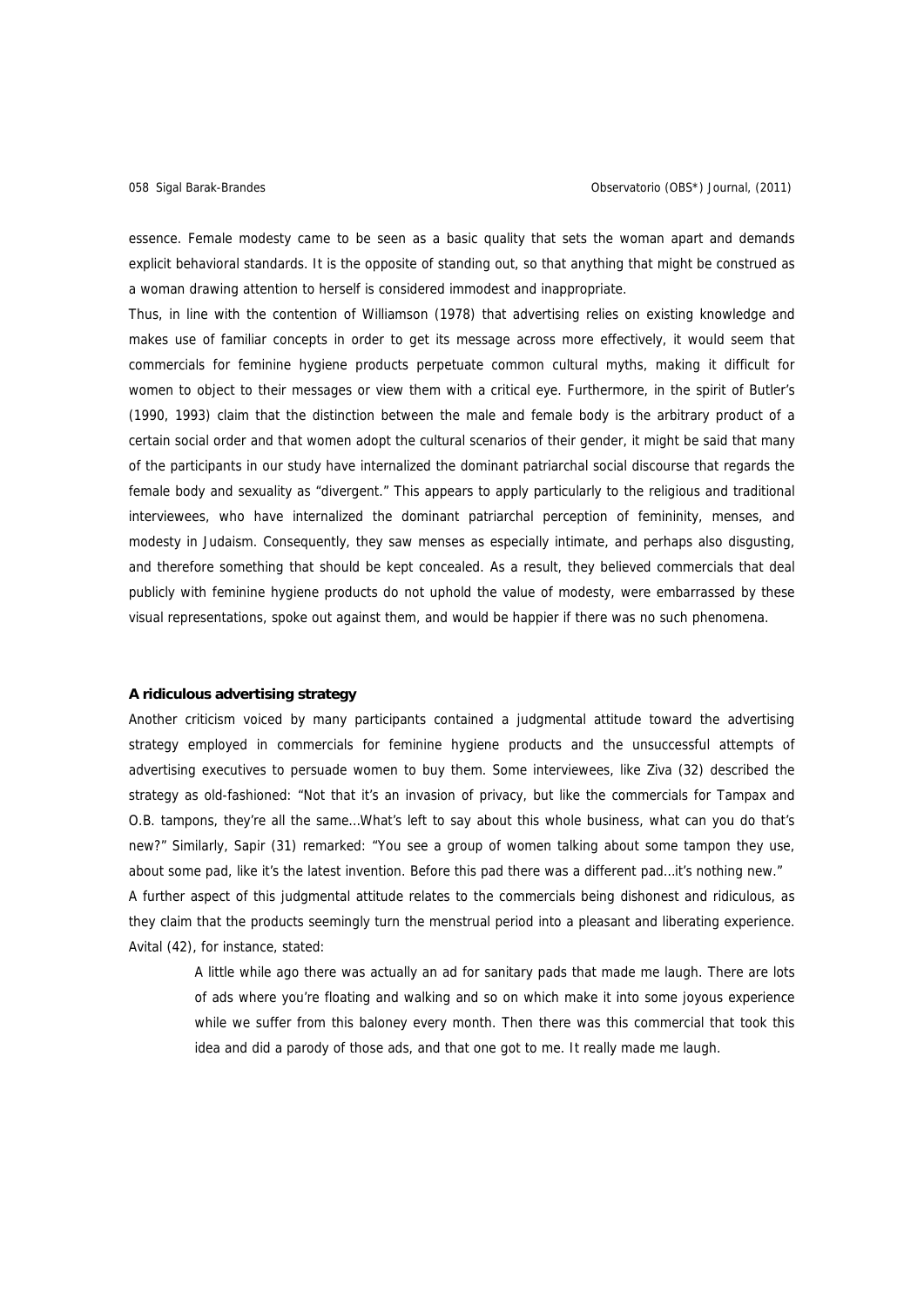essence. Female modesty came to be seen as a basic quality that sets the woman apart and demands explicit behavioral standards. It is the opposite of standing out, so that anything that might be construed as a woman drawing attention to herself is considered immodest and inappropriate.

Thus, in line with the contention of Williamson (1978) that advertising relies on existing knowledge and makes use of familiar concepts in order to get its message across more effectively, it would seem that commercials for feminine hygiene products perpetuate common cultural myths, making it difficult for women to object to their messages or view them with a critical eye. Furthermore, in the spirit of Butler's (1990, 1993) claim that the distinction between the male and female body is the arbitrary product of a certain social order and that women adopt the cultural scenarios of their gender, it might be said that many of the participants in our study have internalized the dominant patriarchal social discourse that regards the female body and sexuality as "divergent." This appears to apply particularly to the religious and traditional interviewees, who have internalized the dominant patriarchal perception of femininity, menses, and modesty in Judaism. Consequently, they saw menses as especially intimate, and perhaps also disgusting, and therefore something that should be kept concealed. As a result, they believed commercials that deal publicly with feminine hygiene products do not uphold the value of modesty, were embarrassed by these visual representations, spoke out against them, and would be happier if there was no such phenomena.

**A ridiculous advertising strategy**

Another criticism voiced by many participants contained a judgmental attitude toward the advertising strategy employed in commercials for feminine hygiene products and the unsuccessful attempts of advertising executives to persuade women to buy them. Some interviewees, like Ziva (32) described the strategy as old-fashioned: "Not that it's an invasion of privacy, but like the commercials for Tampax and O.B. tampons, they're all the same…What's left to say about this whole business, what can you do that's new?" Similarly, Sapir (31) remarked: "You see a group of women talking about some tampon they use, about some pad, like it's the latest invention. Before this pad there was a different pad…it's nothing new."

A further aspect of this judgmental attitude relates to the commercials being dishonest and ridiculous, as they claim that the products seemingly turn the menstrual period into a pleasant and liberating experience. Avital (42), for instance, stated:

> A little while ago there was actually an ad for sanitary pads that made me laugh. There are lots of ads where you're floating and walking and so on which make it into some joyous experience while we suffer from this baloney every month. Then there was this commercial that took this idea and did a parody of those ads, and that one got to me. It really made me laugh.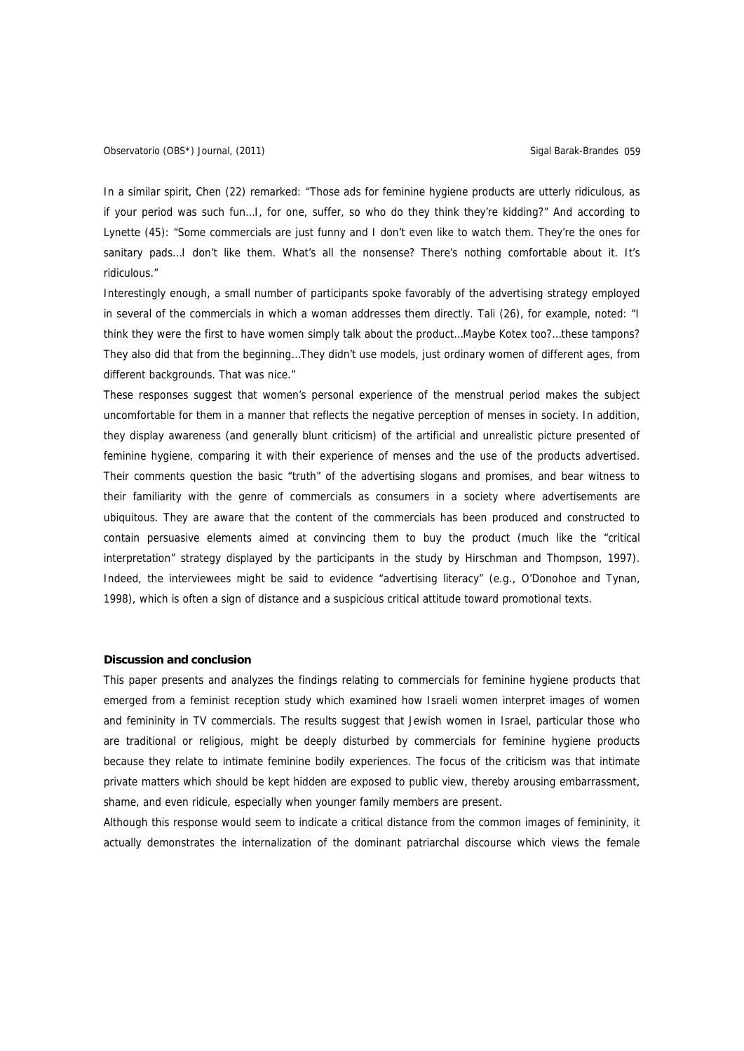In a similar spirit, Chen (22) remarked: "Those ads for feminine hygiene products are utterly ridiculous, as if your period was such fun…I, for one, suffer, so who do they think they're kidding?" And according to Lynette (45): "Some commercials are just funny and I don't even like to watch them. They're the ones for sanitary pads…I don't like them. What's all the nonsense? There's nothing comfortable about it. It's ridiculous."

Interestingly enough, a small number of participants spoke favorably of the advertising strategy employed in several of the commercials in which a woman addresses them directly. Tali (26), for example, noted: "I think they were the first to have women simply talk about the product…Maybe Kotex too?…these tampons? They also did that from the beginning…They didn't use models, just ordinary women of different ages, from different backgrounds. That was nice."

These responses suggest that women's personal experience of the menstrual period makes the subject uncomfortable for them in a manner that reflects the negative perception of menses in society. In addition, they display awareness (and generally blunt criticism) of the artificial and unrealistic picture presented of feminine hygiene, comparing it with their experience of menses and the use of the products advertised. Their comments question the basic "truth" of the advertising slogans and promises, and bear witness to their familiarity with the genre of commercials as consumers in a society where advertisements are ubiquitous. They are aware that the content of the commercials has been produced and constructed to contain persuasive elements aimed at convincing them to buy the product (much like the "critical interpretation" strategy displayed by the participants in the study by Hirschman and Thompson, 1997). Indeed, the interviewees might be said to evidence "advertising literacy" (e.g., O'Donohoe and Tynan, 1998), which is often a sign of distance and a suspicious critical attitude toward promotional texts.

## Discussion and conclusion

This paper presents and analyzes the findings relating to commercials for feminine hygiene products that emerged from a feminist reception study which examined how Israeli women interpret images of women and femininity in TV commercials. The results suggest that Jewish women in Israel, particular those who are traditional or religious, might be deeply disturbed by commercials for feminine hygiene products because they relate to intimate feminine bodily experiences. The focus of the criticism was that intimate private matters which should be kept hidden are exposed to public view, thereby arousing embarrassment, shame, and even ridicule, especially when younger family members are present.

Although this response would seem to indicate a critical distance from the common images of femininity, it actually demonstrates the internalization of the dominant patriarchal discourse which views the female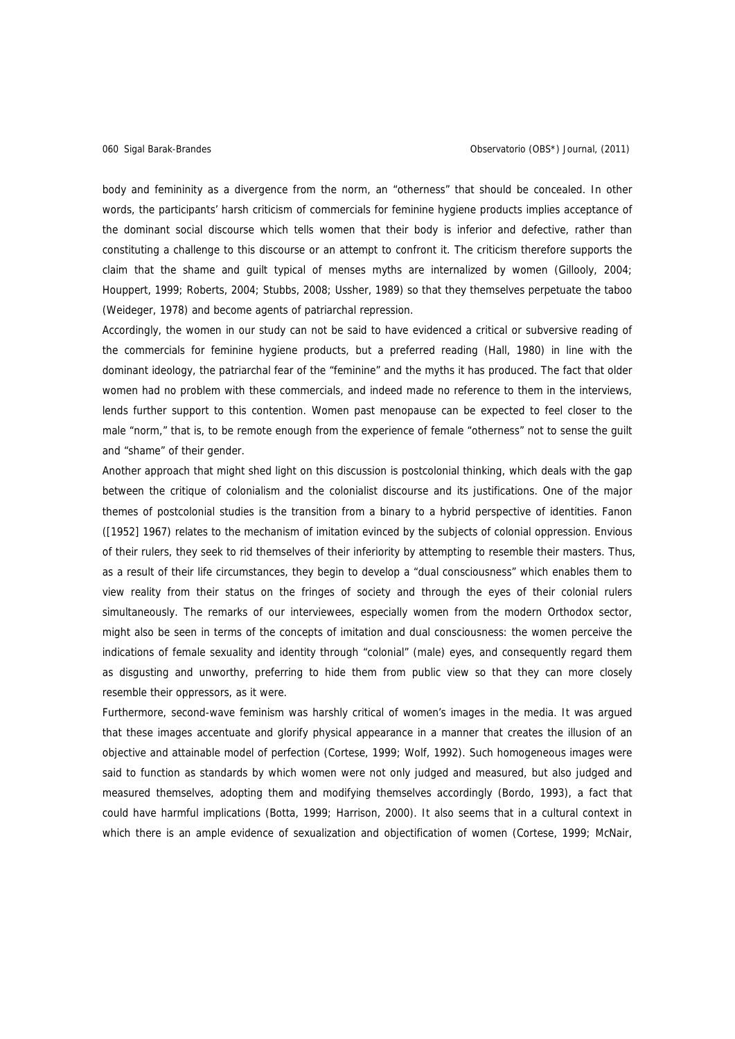body and femininity as a divergence from the norm, an "otherness" that should be concealed. In other words, the participants' harsh criticism of commercials for feminine hygiene products implies acceptance of the dominant social discourse which tells women that their body is inferior and defective, rather than constituting a challenge to this discourse or an attempt to confront it. The criticism therefore supports the claim that the shame and guilt typical of menses myths are internalized by women (Gillooly, 2004; Houppert, 1999; Roberts, 2004; Stubbs, 2008; Ussher, 1989) so that they themselves perpetuate the taboo (Weideger, 1978) and become agents of patriarchal repression.

Accordingly, the women in our study can not be said to have evidenced a critical or subversive reading of the commercials for feminine hygiene products, but a preferred reading (Hall, 1980) in line with the dominant ideology, the patriarchal fear of the "feminine" and the myths it has produced. The fact that older women had no problem with these commercials, and indeed made no reference to them in the interviews, lends further support to this contention. Women past menopause can be expected to feel closer to the male "norm," that is, to be remote enough from the experience of female "otherness" not to sense the guilt and "shame" of their gender.

Another approach that might shed light on this discussion is postcolonial thinking, which deals with the gap between the critique of colonialism and the colonialist discourse and its justifications. One of the major themes of postcolonial studies is the transition from a binary to a hybrid perspective of identities. Fanon ([1952] 1967) relates to the mechanism of imitation evinced by the subjects of colonial oppression. Envious of their rulers, they seek to rid themselves of their inferiority by attempting to resemble their masters. Thus, as a result of their life circumstances, they begin to develop a "dual consciousness" which enables them to view reality from their status on the fringes of society and through the eyes of their colonial rulers simultaneously. The remarks of our interviewees, especially women from the modern Orthodox sector, might also be seen in terms of the concepts of imitation and dual consciousness: the women perceive the indications of female sexuality and identity through "colonial" (male) eyes, and consequently regard them as disgusting and unworthy, preferring to hide them from public view so that they can more closely resemble their oppressors, as it were.

Furthermore, second-wave feminism was harshly critical of women's images in the media. It was argued that these images accentuate and glorify physical appearance in a manner that creates the illusion of an objective and attainable model of perfection (Cortese, 1999; Wolf, 1992). Such homogeneous images were said to function as standards by which women were not only judged and measured, but also judged and measured themselves, adopting them and modifying themselves accordingly (Bordo, 1993), a fact that could have harmful implications (Botta, 1999; Harrison, 2000). It also seems that in a cultural context in which there is an ample evidence of sexualization and objectification of women (Cortese, 1999; McNair,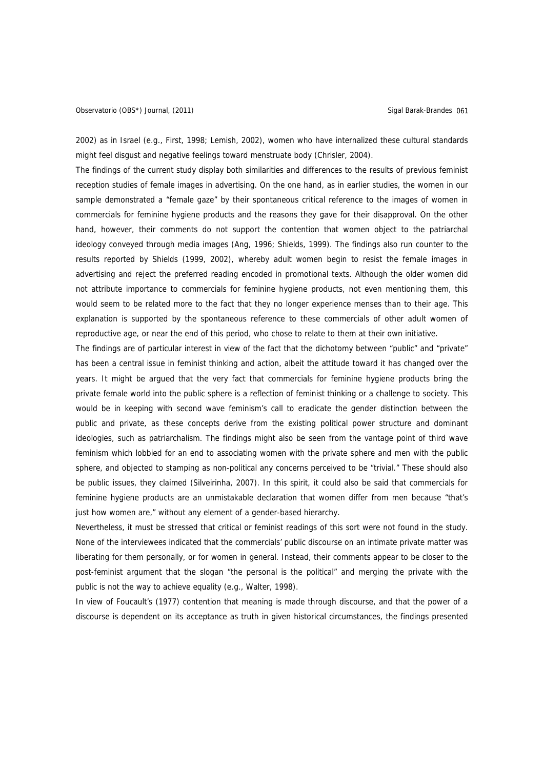2002) as in Israel (e.g., First, 1998; Lemish, 2002), women who have internalized these cultural standards might feel disgust and negative feelings toward menstruate body (Chrisler, 2004).

The findings of the current study display both similarities and differences to the results of previous feminist reception studies of female images in advertising. On the one hand, as in earlier studies, the women in our sample demonstrated a "female gaze" by their spontaneous critical reference to the images of women in commercials for feminine hygiene products and the reasons they gave for their disapproval. On the other hand, however, their comments do not support the contention that women object to the patriarchal ideology conveyed through media images (Ang, 1996; Shields, 1999). The findings also run counter to the results reported by Shields (1999, 2002), whereby adult women begin to resist the female images in advertising and reject the preferred reading encoded in promotional texts. Although the older women did not attribute importance to commercials for feminine hygiene products, not even mentioning them, this would seem to be related more to the fact that they no longer experience menses than to their age. This explanation is supported by the spontaneous reference to these commercials of other adult women of reproductive age, or near the end of this period, who chose to relate to them at their own initiative.

The findings are of particular interest in view of the fact that the dichotomy between "public" and "private" has been a central issue in feminist thinking and action, albeit the attitude toward it has changed over the years. It might be argued that the very fact that commercials for feminine hygiene products bring the private female world into the public sphere is a reflection of feminist thinking or a challenge to society. This would be in keeping with second wave feminism's call to eradicate the gender distinction between the public and private, as these concepts derive from the existing political power structure and dominant ideologies, such as patriarchalism. The findings might also be seen from the vantage point of third wave feminism which lobbied for an end to associating women with the private sphere and men with the public sphere, and objected to stamping as non-political any concerns perceived to be "trivial." These should also be public issues, they claimed (Silveirinha, 2007). In this spirit, it could also be said that commercials for feminine hygiene products are an unmistakable declaration that women differ from men because "that's just how women are," without any element of a gender-based hierarchy.

Nevertheless, it must be stressed that critical or feminist readings of this sort were not found in the study. None of the interviewees indicated that the commercials' public discourse on an intimate private matter was liberating for them personally, or for women in general. Instead, their comments appear to be closer to the post-feminist argument that the slogan "the personal is the political" and merging the private with the public is not the way to achieve equality (e.g., Walter, 1998).

In view of Foucault's (1977) contention that meaning is made through discourse, and that the power of a discourse is dependent on its acceptance as truth in given historical circumstances, the findings presented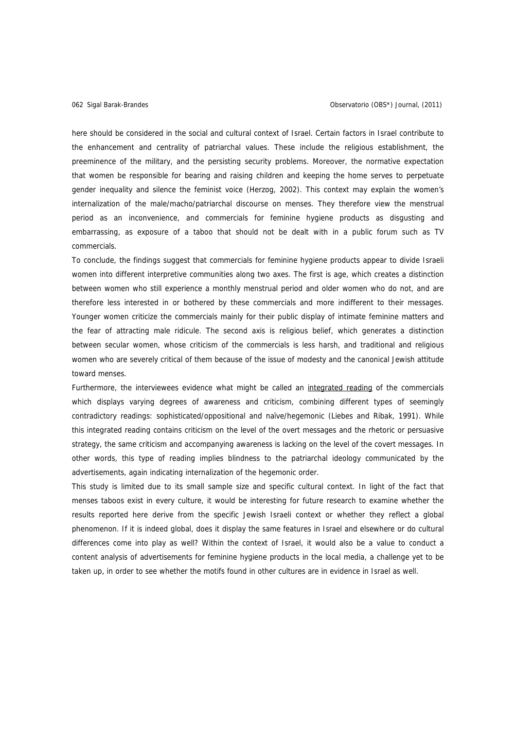here should be considered in the social and cultural context of Israel. Certain factors in Israel contribute to the enhancement and centrality of patriarchal values. These include the religious establishment, the preeminence of the military, and the persisting security problems. Moreover, the normative expectation that women be responsible for bearing and raising children and keeping the home serves to perpetuate gender inequality and silence the feminist voice (Herzog, 2002). This context may explain the women's internalization of the male/macho/patriarchal discourse on menses. They therefore view the menstrual period as an inconvenience, and commercials for feminine hygiene products as disgusting and embarrassing, as exposure of a taboo that should not be dealt with in a public forum such as TV commercials.

To conclude, the findings suggest that commercials for feminine hygiene products appear to divide Israeli women into different interpretive communities along two axes. The first is age, which creates a distinction between women who still experience a monthly menstrual period and older women who do not, and are therefore less interested in or bothered by these commercials and more indifferent to their messages. Younger women criticize the commercials mainly for their public display of intimate feminine matters and the fear of attracting male ridicule. The second axis is religious belief, which generates a distinction between secular women, whose criticism of the commercials is less harsh, and traditional and religious women who are severely critical of them because of the issue of modesty and the canonical Jewish attitude toward menses.

Furthermore, the interviewees evidence what might be called an <u>integrated reading</u> of the commercials which displays varying degrees of awareness and criticism, combining different types of seemingly contradictory readings: sophisticated/oppositional and naïve/hegemonic (Liebes and Ribak, 1991). While this integrated reading contains criticism on the level of the overt messages and the rhetoric or persuasive strategy, the same criticism and accompanying awareness is lacking on the level of the covert messages. In other words, this type of reading implies blindness to the patriarchal ideology communicated by the advertisements, again indicating internalization of the hegemonic order.

This study is limited due to its small sample size and specific cultural context. In light of the fact that menses taboos exist in every culture, it would be interesting for future research to examine whether the results reported here derive from the specific Jewish Israeli context or whether they reflect a global phenomenon. If it is indeed global, does it display the same features in Israel and elsewhere or do cultural differences come into play as well? Within the context of Israel, it would also be a value to conduct a content analysis of advertisements for feminine hygiene products in the local media, a challenge yet to be taken up, in order to see whether the motifs found in other cultures are in evidence in Israel as well.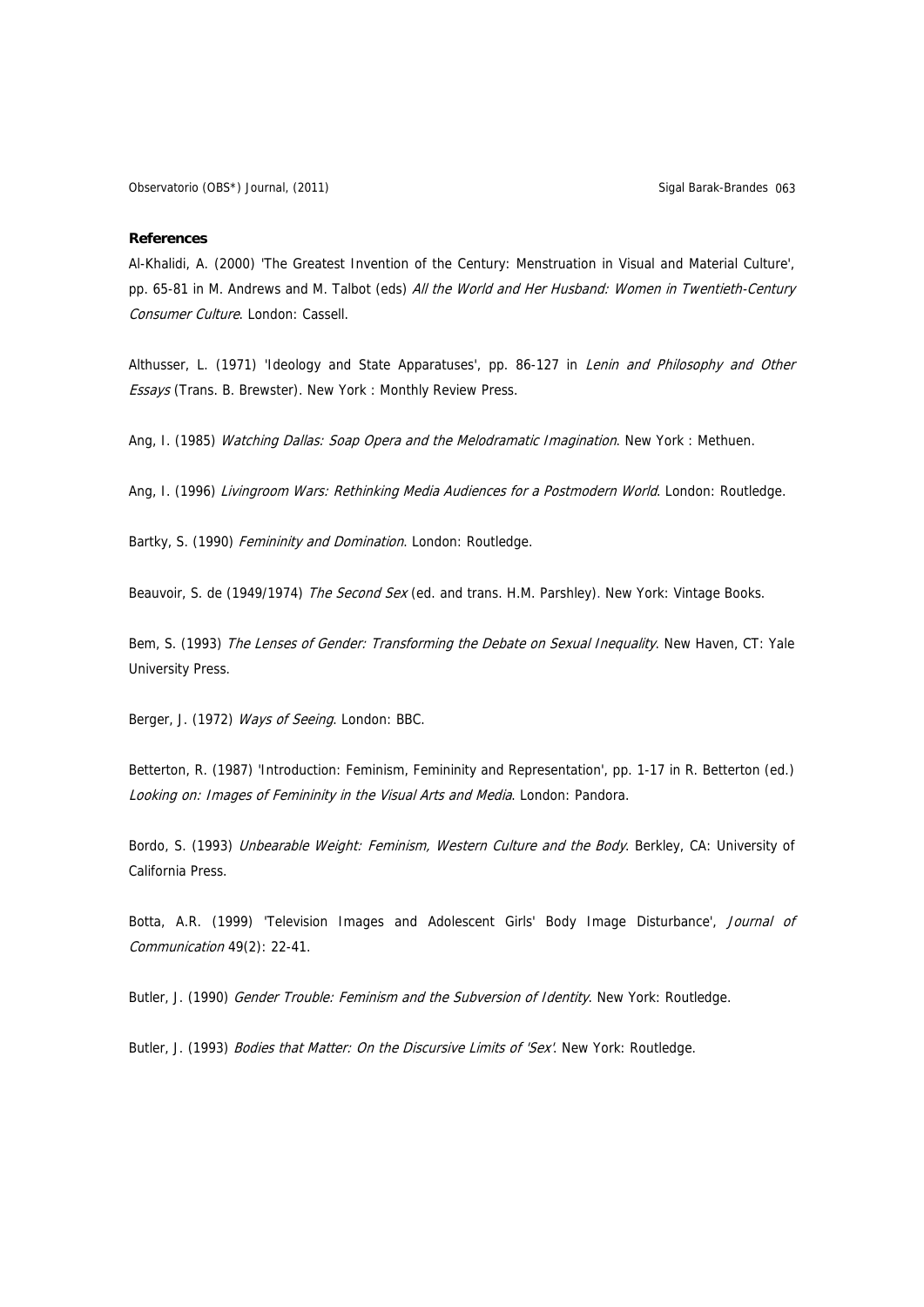**References**

Al-Khalidi, A. (2000) 'The Greatest Invention of the Century: Menstruation in Visual and Material Culture', pp. 65-81 in M. Andrews and M. Talbot (eds) *All the World and Her Husband: Women in Twentieth-Century Consumer Culture*. London: Cassell.

Althusser, L. (1971) 'Ideology and State Apparatuses', pp. 86-127 in *Lenin and Philosophy and Other Essays* (Trans. B. Brewster). New York : Monthly Review Press.

Ang, I. (1985) *Watching Dallas: Soap Opera and the Melodramatic Imagination*. New York : Methuen.

Ang, I. (1996) *Livingroom Wars: Rethinking Media Audiences for a Postmodern World*. London: Routledge.

Bartky, S. (1990) *Femininity and Domination*. London: Routledge.

Beauvoir, S. de (1949/1974) *The Second Sex* (ed. and trans. H.M. Parshley). New York: Vintage Books.

Bem, S. (1993) *The Lenses of Gender: Transforming the Debate on Sexual Inequality*. New Haven, CT: Yale University Press.

Berger, J. (1972) *Ways of Seeing*. London: BBC.

Betterton, R. (1987) 'Introduction: Feminism, Femininity and Representation', pp. 1-17 in R. Betterton (ed.) *Looking on: Images of Femininity in the Visual Arts and Media*. London: Pandora.

Bordo, S. (1993) *Unbearable Weight: Feminism, Western Culture and the Body*. Berkley, CA: University of California Press.

Botta, A.R. (1999) 'Television Images and Adolescent Girls' Body Image Disturbance', *Journal of Communication* 49(2): 22-41.

Butler, J. (1990) *Gender Trouble: Feminism and the Subversion of Identity*. New York: Routledge.

Butler, J. (1993) *Bodies that Matter: On the Discursive Limits of 'Sex'*. New York: Routledge.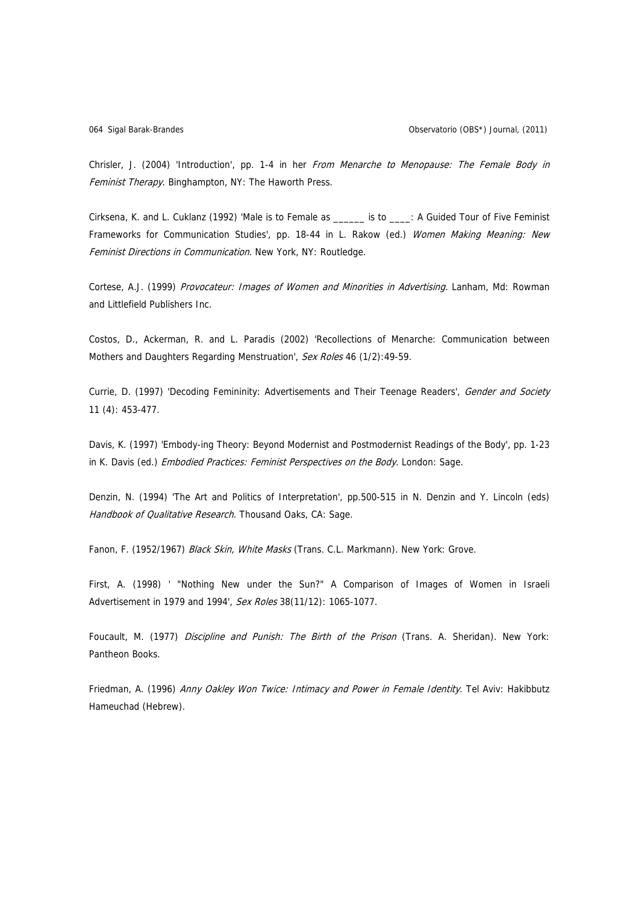Chrisler, J. (2004) 'Introduction', pp. 1-4 in her *From Menarche to Menopause: The Female Body in Feminist Therapy*. Binghampton, NY: The Haworth Press.

Cirksena, K. and L. Cuklanz (1992) 'Male is to Female as ______ is to ____: A Guided Tour of Five Feminist Frameworks for Communication Studies', pp. 18-44 in L. Rakow (ed.) *Women Making Meaning: New Feminist Directions in Communication*. New York, NY: Routledge.

Cortese, A.J. (1999) *Provocateur: Images of Women and Minorities in Advertising*. Lanham, Md: Rowman and Littlefield Publishers Inc.

Costos, D., Ackerman, R. and L. Paradis (2002) 'Recollections of Menarche: Communication between Mothers and Daughters Regarding Menstruation', *Sex Roles* 46 (1/2):49-59.

Currie, D. (1997) 'Decoding Femininity: Advertisements and Their Teenage Readers', *Gender and Society* 11 (4): 453-477.

Davis, K. (1997) 'Embody-ing Theory: Beyond Modernist and Postmodernist Readings of the Body', pp. 1-23 in K. Davis (ed.) *Embodied Practices: Feminist Perspectives on the Body*. London: Sage.

Denzin, N. (1994) 'The Art and Politics of Interpretation', pp.500-515 in N. Denzin and Y. Lincoln (eds) *Handbook of Qualitative Research*. Thousand Oaks, CA: Sage.

Fanon, F. (1952/1967) *Black Skin, White Masks* (Trans. C.L. Markmann). New York: Grove.

First, A. (1998) ' "Nothing New under the Sun?" A Comparison of Images of Women in Israeli Advertisement in 1979 and 1994', *Sex Roles* 38(11/12): 1065-1077.

Foucault, M. (1977) *Discipline and Punish: The Birth of the Prison* (Trans. A. Sheridan). New York: Pantheon Books.

Friedman, A. (1996) *Anny Oakley Won Twice: Intimacy and Power in Female Identity*. Tel Aviv: Hakibbutz Hameuchad (Hebrew).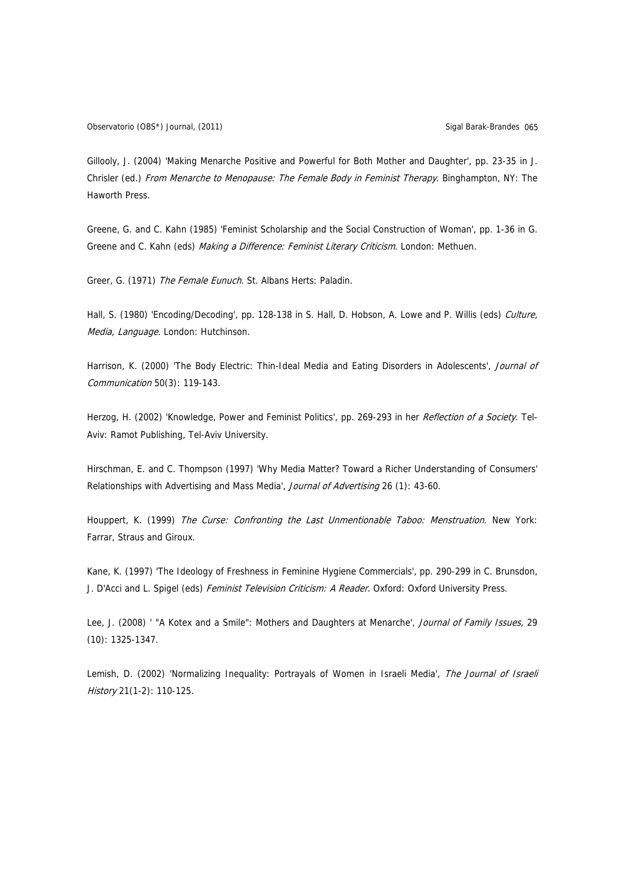Gillooly, J. (2004) 'Making Menarche Positive and Powerful for Both Mother and Daughter', pp. 23-35 in J. Chrisler (ed.) *From Menarche to Menopause: The Female Body in Feminist Therapy*. Binghampton, NY: The Haworth Press.

Greene, G. and C. Kahn (1985) 'Feminist Scholarship and the Social Construction of Woman', pp. 1-36 in G. Greene and C. Kahn (eds) *Making a Difference: Feminist Literary Criticism*. London: Methuen.

Greer, G. (1971) *The Female Eunuch*. St. Albans Herts: Paladin.

Hall, S. (1980) 'Encoding/Decoding', pp. 128-138 in S. Hall, D. Hobson, A. Lowe and P. Willis (eds) *Culture, Media, Language*. London: Hutchinson.

Harrison, K. (2000) 'The Body Electric: Thin-Ideal Media and Eating Disorders in Adolescents', *Journal of Communication* 50(3): 119-143.

Herzog, H. (2002) 'Knowledge, Power and Feminist Politics', pp. 269-293 in her *Reflection of a Society*. Tel-Aviv: Ramot Publishing, Tel-Aviv University.

Hirschman, E. and C. Thompson (1997) 'Why Media Matter? Toward a Richer Understanding of Consumers' Relationships with Advertising and Mass Media', *Journal of Advertising* 26 (1): 43-60.

Houppert, K. (1999) *The Curse: Confronting the Last Unmentionable Taboo: Menstruation*. New York: Farrar, Straus and Giroux.

Kane, K. (1997) 'The Ideology of Freshness in Feminine Hygiene Commercials', pp. 290-299 in C. Brunsdon, J. D'Acci and L. Spigel (eds) *Feminist Television Criticism: A Reader*. Oxford: Oxford University Press.

Lee, J. (2008) ' "A Kotex and a Smile": Mothers and Daughters at Menarche', *Journal of Family Issues,* 29 (10): 1325-1347.

Lemish, D. (2002) 'Normalizing Inequality: Portrayals of Women in Israeli Media', *The Journal of Israeli History* 21(1-2): 110-125.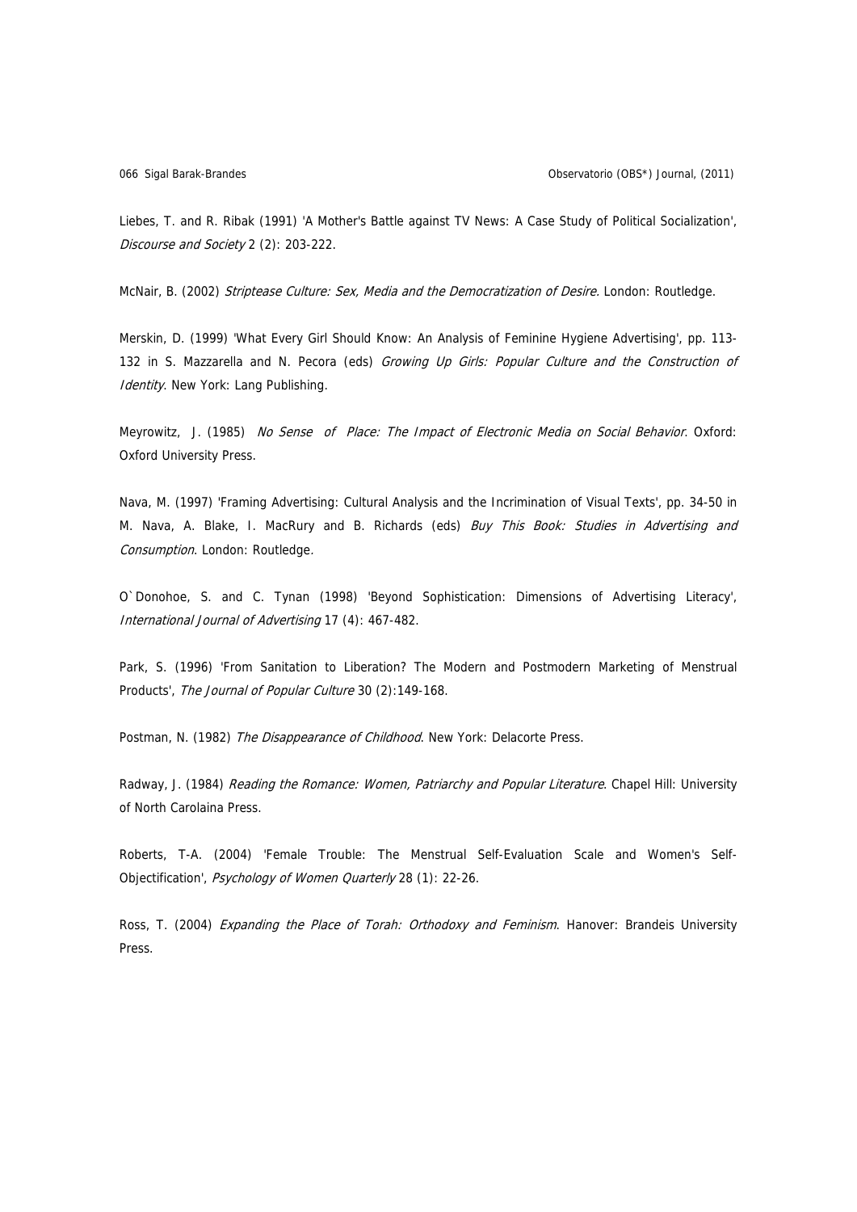Liebes, T. and R. Ribak (1991) 'A Mother's Battle against TV News: A Case Study of Political Socialization', *Discourse and Society* 2 (2): 203-222.

McNair, B. (2002) *Striptease Culture: Sex, Media and the Democratization of Desire.* London: Routledge.

Merskin, D. (1999) 'What Every Girl Should Know: An Analysis of Feminine Hygiene Advertising', pp. 113-132 in S. Mazzarella and N. Pecora (eds) *Growing Up Girls: Popular Culture and the Construction of Identity*. New York: Lang Publishing.

Meyrowitz, J. (1985) *No Sense of Place: The Impact of Electronic Media on Social Behavior*. Oxford: Oxford University Press.

Nava, M. (1997) 'Framing Advertising: Cultural Analysis and the Incrimination of Visual Texts', pp. 34-50 in M. Nava, A. Blake, I. MacRury and B. Richards (eds) *Buy This Book: Studies in Advertising and Consumption*. London: Routledge.

O`Donohoe, S. and C. Tynan (1998) 'Beyond Sophistication: Dimensions of Advertising Literacy', *International Journal of Advertising* 17 (4): 467-482.

Park, S. (1996) 'From Sanitation to Liberation? The Modern and Postmodern Marketing of Menstrual Products', *The Journal of Popular Culture* 30 (2):149-168.

Postman, N. (1982) *The Disappearance of Childhood*. New York: Delacorte Press.

Radway, J. (1984) *Reading the Romance: Women, Patriarchy and Popular Literature*. Chapel Hill: University of North Carolaina Press.

Roberts, T-A. (2004) 'Female Trouble: The Menstrual Self-Evaluation Scale and Women's Self-Objectification', *Psychology of Women Quarterly* 28 (1): 22-26.

Ross, T. (2004) *Expanding the Place of Torah: Orthodoxy and Feminism*. Hanover: Brandeis University Press.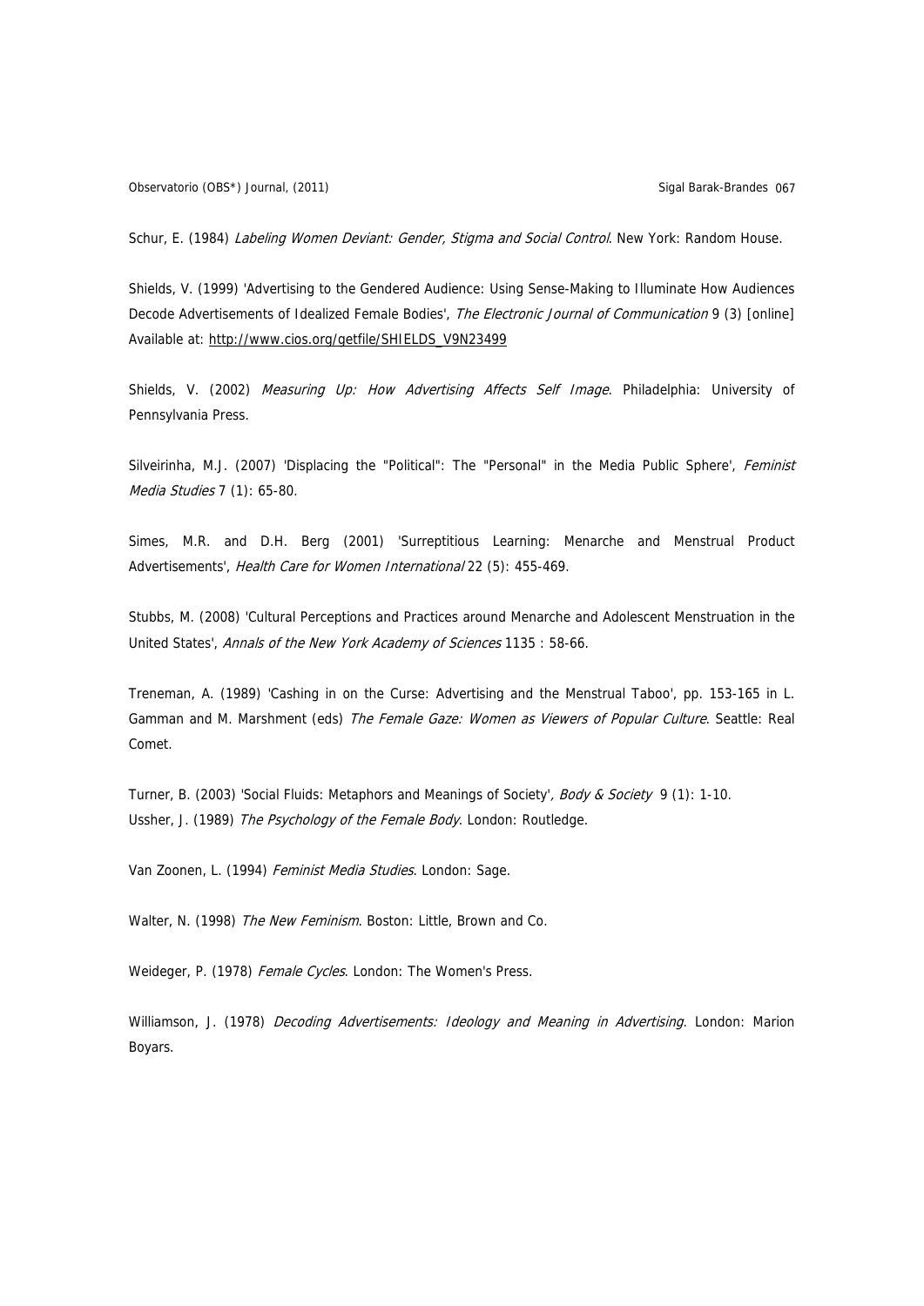Schur, E. (1984) *Labeling Women Deviant: Gender, Stigma and Social Control*. New York: Random House.

Shields, V. (1999) 'Advertising to the Gendered Audience: Using Sense-Making to Illuminate How Audiences Decode Advertisements of Idealized Female Bodies', *The Electronic Journal of Communication* 9 (3) [online] Available at: http://www.cios.org/getfile/SHIELDS_V9N23499

Shields, V. (2002) *Measuring Up: How Advertising Affects Self Image*. Philadelphia: University of Pennsylvania Press.

Silveirinha, M.J. (2007) 'Displacing the "Political": The "Personal" in the Media Public Sphere', *Feminist Media Studies* 7 (1): 65-80.

Simes, M.R. and D.H. Berg (2001) 'Surreptitious Learning: Menarche and Menstrual Product Advertisements', *Health Care for Women International* 22 (5): 455-469.

Stubbs, M. (2008) 'Cultural Perceptions and Practices around Menarche and Adolescent Menstruation in the United States', *Annals of the New York Academy of Sciences* 1135 : 58-66.

Treneman, A. (1989) 'Cashing in on the Curse: Advertising and the Menstrual Taboo', pp. 153-165 in L. Gamman and M. Marshment (eds) *The Female Gaze: Women as Viewers of Popular Culture*. Seattle: Real Comet.

Turner, B. (2003) 'Social Fluids: Metaphors and Meanings of Society', *Body & Society* 9 (1): 1-10.

Ussher, J. (1989) *The Psychology of the Female Body*. London: Routledge.

Van Zoonen, L. (1994) *Feminist Media Studies*. London: Sage.

Walter, N. (1998) *The New Feminism*. Boston: Little, Brown and Co.

Weideger, P. (1978) *Female Cycles*. London: The Women's Press.

Williamson, J. (1978) *Decoding Advertisements: Ideology and Meaning in Advertising*. London: Marion Boyars.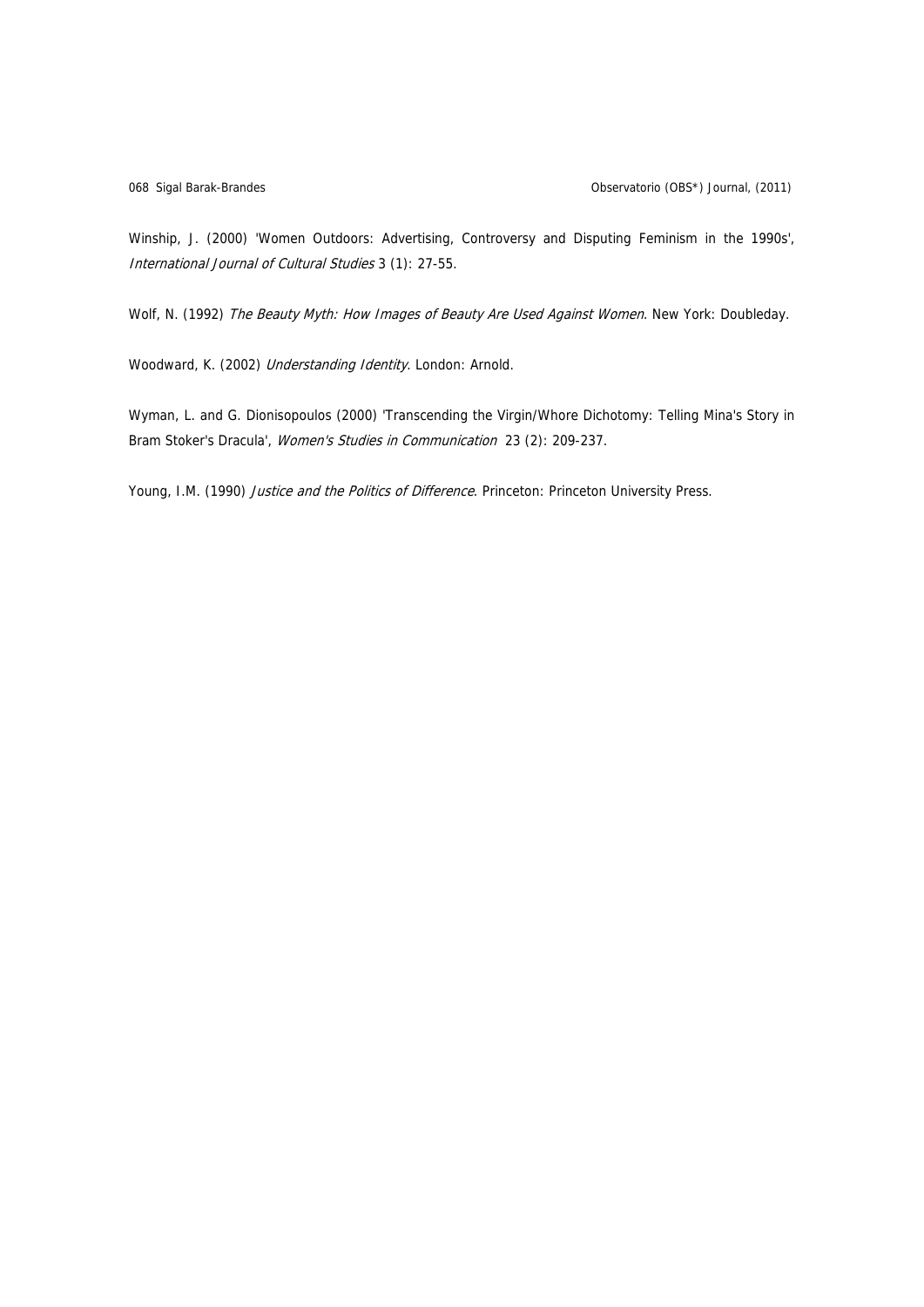Winship, J. (2000) 'Women Outdoors: Advertising, Controversy and Disputing Feminism in the 1990s', *International Journal of Cultural Studies* 3 (1): 27-55.

Wolf, N. (1992) *The Beauty Myth: How Images of Beauty Are Used Against Women*. New York: Doubleday.

Woodward, K. (2002) *Understanding Identity*. London: Arnold.

Wyman, L. and G. Dionisopoulos (2000) 'Transcending the Virgin/Whore Dichotomy: Telling Mina's Story in Bram Stoker's Dracula', *Women's Studies in Communication* 23 (2): 209-237.

Young, I.M. (1990) *Justice and the Politics of Difference*. Princeton: Princeton University Press.